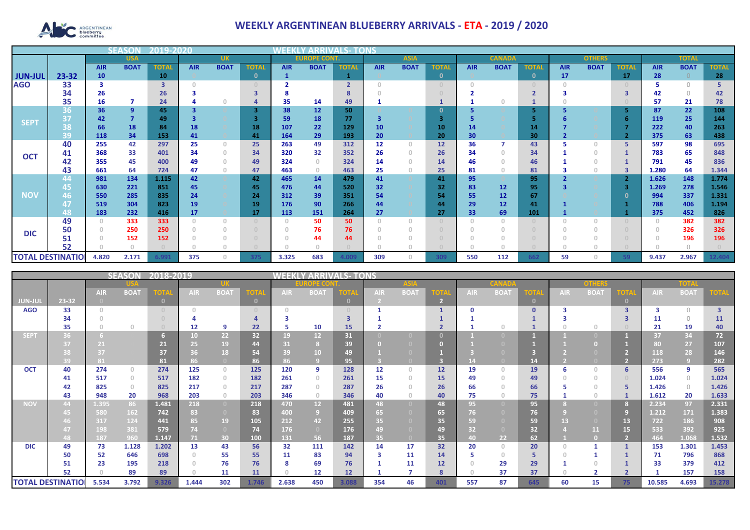# WEEKLY ARGENTINEAN BLUEBERRY ARRIVALS - ETA - 2019 / 2020

## SEASON 2019-2020 — WEEKLY ARRIVALS- TONS

| | | USA | | | UK | | | EUROPE CONT. | | | ASIA | | | CANADA | | | OTHERS | | | TOTAL | | |
|---|---|---|---|---|---|---|---|---|---|---|---|---|---|---|---|---|---|---|---|---|---|---|
| | | AIR | BOAT | TOTAL | AIR | BOAT | TOTAL | AIR | BOAT | TOTAL | AIR | BOAT | TOTAL | AIR | BOAT | TOTAL | AIR | BOAT | TOTAL | AIR | BOAT | TOTAL |
| JUN-JUL | 23-32 | 10 | | 10 | 0 | | 0 | 1 | | 1 | 0 | | 0 | 0 | | 0 | 17 | | 17 | 28 | 0 | 28 |
| AGO | 33 | 3 | | 3 | 0 | | 0 | 2 | | 2 | 0 | | 0 | 0 | | 0 | 0 | | 0 | 5 | 0 | 5 |
| | 34 | 26 | | 26 | 3 | | 3 | 8 | | 8 | 0 | | 0 | 2 | | 2 | 3 | | 3 | 42 | 0 | 42 |
| | 35 | 16 | 7 | 24 | 4 | 0 | 4 | 35 | 14 | 49 | 1 | | 1 | 1 | 0 | 1 | 0 | | 0 | 57 | 21 | 78 |
| SEPT | 36 | 36 | 9 | 45 | 3 | 0 | 3 | 38 | 12 | 50 | 0 | 0 | 0 | 5 | 0 | 5 | 5 | 0 | 5 | 87 | 22 | 108 |
| | 37 | 42 | 7 | 49 | 3 | 0 | 3 | 59 | 18 | 77 | 3 | 0 | 3 | 5 | 0 | 5 | 6 | 0 | 6 | 119 | 25 | 144 |
| | 38 | 66 | 18 | 84 | 18 | 0 | 18 | 107 | 22 | 129 | 10 | 0 | 10 | 14 | 0 | 14 | 7 | 0 | 7 | 222 | 40 | 263 |
| | 39 | 118 | 34 | 153 | 41 | 0 | 41 | 164 | 29 | 193 | 20 | 0 | 20 | 30 | 0 | 30 | 2 | 0 | 2 | 375 | 63 | 438 |
| OCT | 40 | 255 | 42 | 297 | 25 | 0 | 25 | 263 | 49 | 312 | 12 | 0 | 12 | 36 | 7 | 43 | 5 | 0 | 5 | 597 | 98 | 695 |
| | 41 | 368 | 33 | 401 | 34 | 0 | 34 | 320 | 32 | 352 | 26 | 0 | 26 | 34 | 0 | 34 | 1 | 0 | 1 | 783 | 65 | 848 |
| | 42 | 355 | 45 | 400 | 49 | 0 | 49 | 324 | 0 | 324 | 14 | 0 | 14 | 46 | 0 | 46 | 1 | 0 | 1 | 791 | 45 | 836 |
| | 43 | 661 | 64 | 724 | 47 | 0 | 47 | 463 | 0 | 463 | 25 | 0 | 25 | 81 | 0 | 81 | 3 | 0 | 3 | 1.280 | 64 | 1.344 |
| NOV | 44 | 981 | 134 | 1.115 | 42 | 0 | 42 | 465 | 14 | 479 | 41 | 0 | 41 | 95 | 0 | 95 | 2 | 0 | 2 | 1.626 | 148 | 1.774 |
| | 45 | 630 | 221 | 851 | 45 | 0 | 45 | 476 | 44 | 520 | 32 | 0 | 32 | 83 | 12 | 95 | 3 | 0 | 3 | 1.269 | 278 | 1.546 |
| | 46 | 550 | 285 | 835 | 24 | 0 | 24 | 312 | 39 | 351 | 54 | 0 | 54 | 55 | 12 | 67 | 0 | 0 | 0 | 994 | 337 | 1.331 |
| | 47 | 519 | 304 | 823 | 19 | 0 | 19 | 176 | 90 | 266 | 44 | 0 | 44 | 29 | 12 | 41 | 1 | 0 | 1 | 788 | 406 | 1.194 |
| | 48 | 183 | 232 | 416 | 17 | 0 | 17 | 113 | 151 | 264 | 27 | 0 | 27 | 33 | 69 | 101 | 1 | 0 | 1 | 375 | 452 | 826 |
| DIC | 49 | 0 | 333 | 333 | 0 | 0 | 0 | 0 | 50 | 50 | 0 | 0 | 0 | 0 | 0 | 0 | 0 | 0 | 0 | 0 | 382 | 382 |
| | 50 | 0 | 250 | 250 | 0 | 0 | 0 | 0 | 76 | 76 | 0 | 0 | 0 | 0 | 0 | 0 | 0 | 0 | 0 | 0 | 326 | 326 |
| | 51 | 0 | 152 | 152 | 0 | 0 | 0 | 0 | 44 | 44 | 0 | 0 | 0 | 0 | 0 | 0 | 0 | 0 | 0 | 0 | 196 | 196 |
| | 52 | 0 | 0 | 0 | 0 | 0 | 0 | 0 | 0 | 0 | 0 | 0 | 0 | 0 | 0 | 0 | 0 | 0 | 0 | 0 | 0 | 0 |
| TOTAL DESTINATION | | 4.820 | 2.171 | 6.991 | 375 | 0 | 375 | 3.325 | 683 | 4.009 | 309 | 0 | 309 | 550 | 112 | 662 | 59 | 0 | 59 | 9.437 | 2.967 | 12.404 |

## SEASON 2018-2019 — WEEKLY ARRIVALS- TONS

| | | USA | | | UK | | | EUROPE CONT. | | | ASIA | | | CANADA | | | OTHERS | | | TOTAL | | |
|---|---|---|---|---|---|---|---|---|---|---|---|---|---|---|---|---|---|---|---|---|---|---|
| | | AIR | BOAT | TOTAL | AIR | BOAT | TOTAL | AIR | BOAT | TOTAL | AIR | BOAT | TOTAL | AIR | BOAT | TOTAL | AIR | BOAT | TOTAL | AIR | BOAT | TOTAL |
| JUN-JUL | 23-32 | 0 | | 0 | | | 0 | | | 0 | 2 | | 2 | | | 0 | | | 0 | | | |
| AGO | 33 | 0 | | 0 | 0 | | 0 | 0 | | 0 | 1 | | 1 | 0 | | 0 | 3 | | 3 | 3 | 0 | 3 |
| | 34 | 0 | | 0 | 4 | | 4 | 3 | | 3 | 1 | | 1 | 1 | | 1 | 3 | | 3 | 11 | 0 | 11 |
| | 35 | 0 | 0 | 0 | 12 | 9 | 22 | 5 | 10 | 15 | 2 | | 2 | 1 | 0 | 1 | 0 | 0 | 0 | 21 | 19 | 40 |
| SEPT | 36 | 6 | | 6 | 10 | 22 | 32 | 19 | 12 | 31 | 0 | 0 | 0 | 1 | 0 | 1 | 1 | 0 | 1 | 37 | 34 | 72 |
| | 37 | 21 | | 21 | 25 | 19 | 44 | 31 | 8 | 39 | 0 | 0 | 0 | 1 | 0 | 1 | 1 | 0 | 1 | 80 | 27 | 107 |
| | 38 | 37 | | 37 | 36 | 18 | 54 | 39 | 10 | 49 | 1 | 0 | 1 | 3 | 0 | 3 | 2 | 0 | 2 | 118 | 28 | 146 |
| | 39 | 81 | | 81 | 86 | 0 | 86 | 86 | 9 | 95 | 3 | 0 | 3 | 14 | 0 | 14 | 2 | 0 | 2 | 273 | 9 | 282 |
| OCT | 40 | 274 | 0 | 274 | 125 | 0 | 125 | 120 | 9 | 128 | 12 | 0 | 12 | 19 | 0 | 19 | 6 | 0 | 6 | 556 | 9 | 565 |
| | 41 | 517 | 0 | 517 | 182 | 0 | 182 | 261 | 0 | 261 | 15 | 0 | 15 | 49 | 0 | 49 | 0 | 0 | 0 | 1.024 | 0 | 1.024 |
| | 42 | 825 | 0 | 825 | 217 | 0 | 217 | 287 | 0 | 287 | 26 | 0 | 26 | 66 | 0 | 66 | 5 | 0 | 5 | 1.426 | 0 | 1.426 |
| | 43 | 948 | 20 | 968 | 203 | 0 | 203 | 346 | 0 | 346 | 40 | 0 | 40 | 75 | 0 | 75 | 1 | 0 | 1 | 1.612 | 20 | 1.633 |
| NOV | 44 | 1.395 | 86 | 1.481 | 218 | 0 | 218 | 470 | 12 | 481 | 48 | 0 | 48 | 95 | 0 | 95 | 8 | 0 | 8 | 2.234 | 97 | 2.331 |
| | 45 | 580 | 162 | 742 | 83 | 0 | 83 | 400 | 9 | 409 | 65 | 0 | 65 | 76 | 0 | 76 | 9 | 0 | 9 | 1.212 | 171 | 1.383 |
| | 46 | 317 | 124 | 441 | 85 | 19 | 105 | 212 | 42 | 255 | 35 | 0 | 35 | 59 | 0 | 59 | 13 | 0 | 13 | 722 | 186 | 908 |
| | 47 | 198 | 381 | 579 | 74 | 0 | 74 | 176 | 0 | 176 | 49 | 0 | 49 | 32 | 0 | 32 | 4 | 11 | 15 | 533 | 392 | 925 |
| | 48 | 187 | 960 | 1.147 | 71 | 30 | 100 | 131 | 56 | 187 | 35 | 0 | 35 | 40 | 22 | 62 | 1 | 0 | 2 | 464 | 1.068 | 1.532 |
| DIC | 49 | 73 | 1.128 | 1.202 | 13 | 43 | 56 | 32 | 111 | 142 | 14 | 17 | 32 | 20 | 0 | 20 | 0 | 1 | 1 | 153 | 1.301 | 1.453 |
| | 50 | 52 | 646 | 698 | 0 | 55 | 55 | 11 | 83 | 94 | 3 | 11 | 14 | 5 | 0 | 5 | 0 | 1 | 1 | 71 | 796 | 868 |
| | 51 | 23 | 195 | 218 | 0 | 76 | 76 | 8 | 69 | 76 | 1 | 11 | 12 | 0 | 29 | 29 | 1 | 0 | 1 | 33 | 379 | 412 |
| | 52 | 0 | 89 | 89 | 0 | 11 | 11 | 0 | 12 | 12 | 1 | 7 | 8 | 0 | 37 | 37 | 0 | 2 | 2 | 1 | 157 | 158 |
| TOTAL DESTINATION | | 5.534 | 3.792 | 9.326 | 1.444 | 302 | 1.746 | 2.638 | 450 | 3.088 | 354 | 46 | 401 | 557 | 87 | 645 | 60 | 15 | 75 | 10.585 | 4.693 | 15.278 |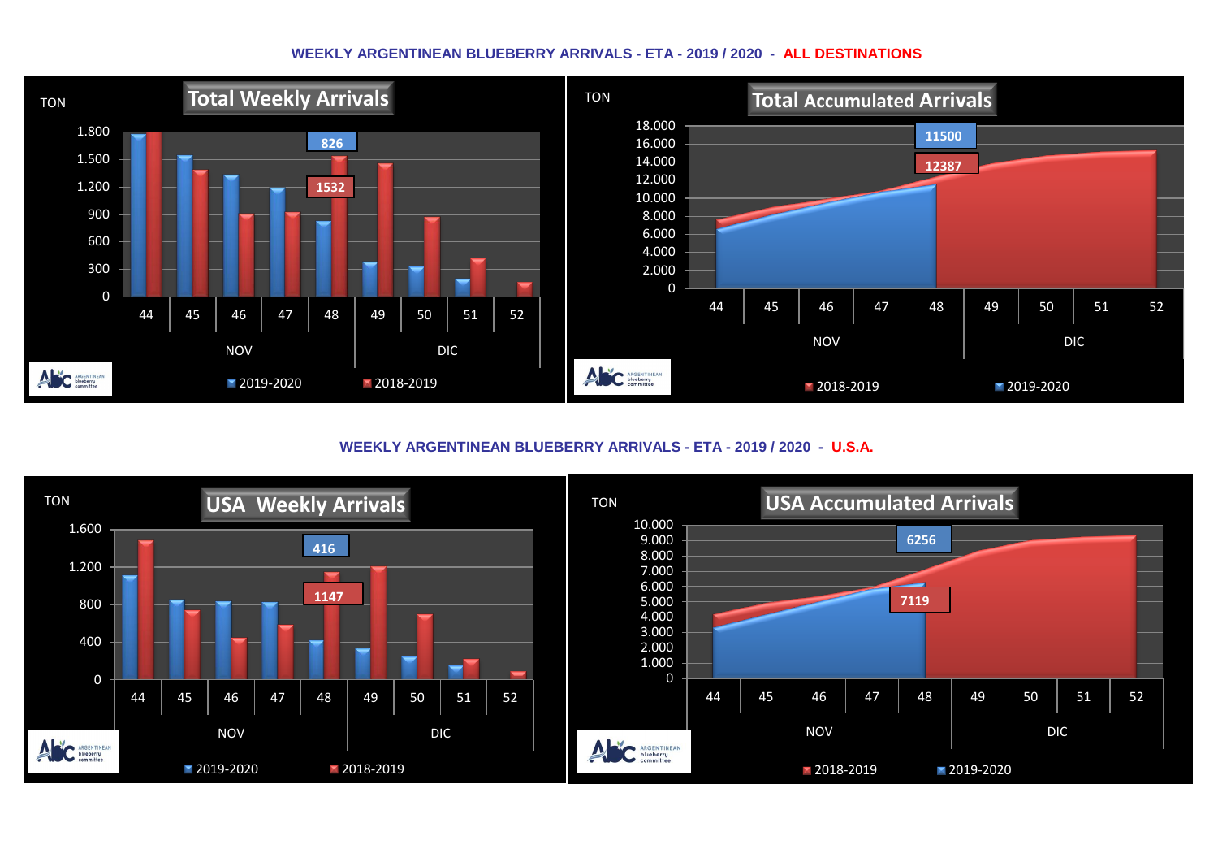## WEEKLY ARGENTINEAN BLUEBERRY ARRIVALS - ETA - 2019 / 2020 - ALL DESTINATIONS

**Total Weekly Arrivals**

TON

1.800
1.500
1.200
900
600
300
0

826
1532

44 45 46 47 48 | 49 50 51 52

NOV | DIC

2019-2020 | 2018-2019

**Total Accumulated Arrivals**

TON

18.000
16.000
14.000
12.000
10.000
8.000
6.000
4.000
2.000
0

11500
12387

44 45 46 47 48 | 49 50 51 52

NOV | DIC

2018-2019 | 2019-2020

## WEEKLY ARGENTINEAN BLUEBERRY ARRIVALS - ETA - 2019 / 2020 - U.S.A.

**USA Weekly Arrivals**

TON

1.600
1.200
800
400
0

416
1147

44 45 46 47 48 | 49 50 51 52

NOV | DIC

2019-2020 | 2018-2019

**USA Accumulated Arrivals**

TON

10.000
9.000
8.000
7.000
6.000
5.000
4.000
3.000
2.000
1.000
0

6256
7119

44 45 46 47 48 | 49 50 51 52

NOV | DIC

2018-2019 | 2019-2020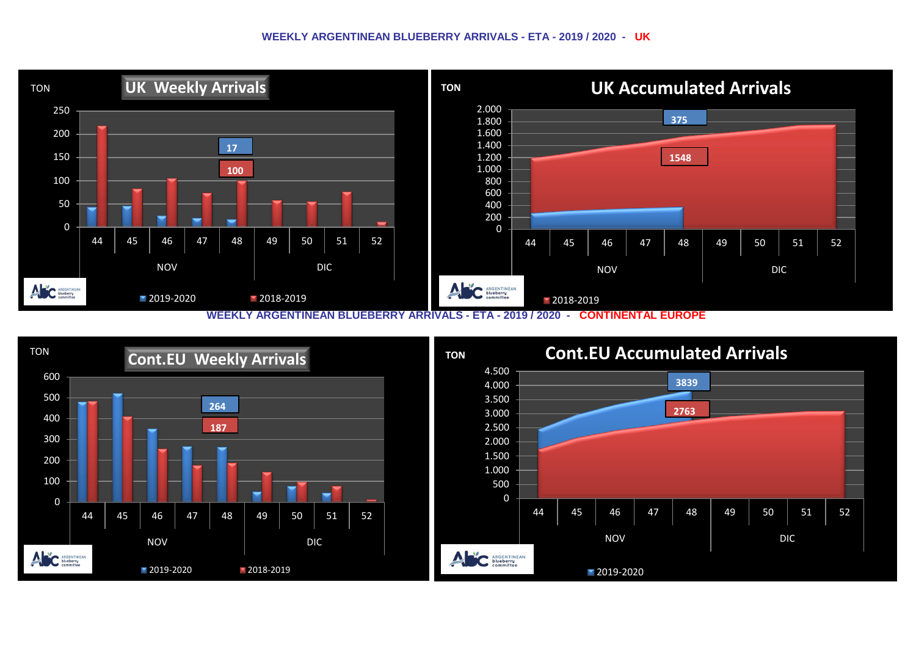# WEEKLY ARGENTINEAN BLUEBERRY ARRIVALS - ETA - 2019 / 2020 - UK

**UK Weekly Arrivals**

TON

250, 200, 150, 100, 50, 0

17

100

44 45 46 47 48 49 50 51 52

NOV DIC

2019-2020 2018-2019

**UK Accumulated Arrivals**

TON

2.000, 1.800, 1.600, 1.400, 1.200, 1.000, 800, 600, 400, 200, 0

375

1548

44 45 46 47 48 49 50 51 52

NOV DIC

2018-2019

# WEEKLY ARGENTINEAN BLUEBERRY ARRIVALS - ETA - 2019 / 2020 - CONTINENTAL EUROPE

**Cont.EU Weekly Arrivals**

TON

600, 500, 400, 300, 200, 100, 0

264

187

44 45 46 47 48 49 50 51 52

NOV DIC

2019-2020 2018-2019

**Cont.EU Accumulated Arrivals**

TON

4.500, 4.000, 3.500, 3.000, 2.500, 2.000, 1.500, 1.000, 500, 0

3839

2763

44 45 46 47 48 49 50 51 52

NOV DIC

2019-2020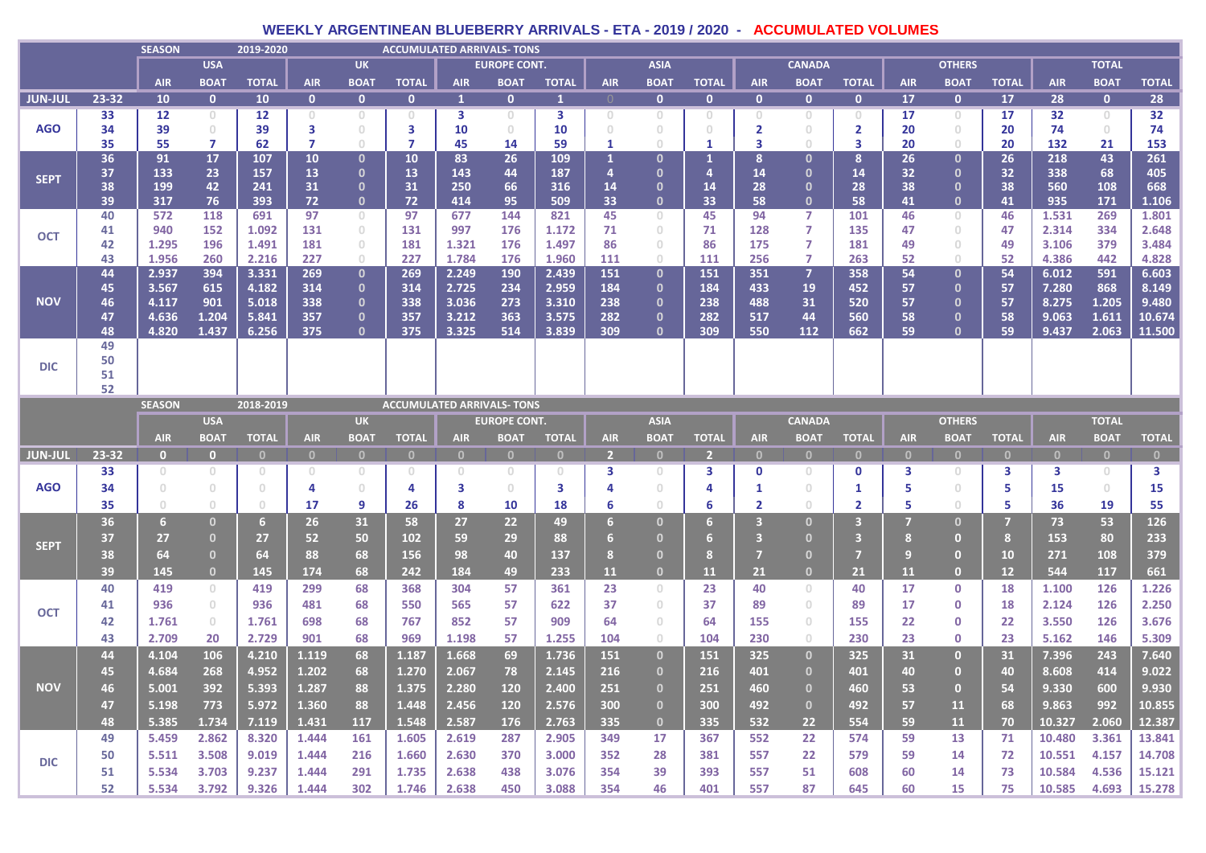# WEEKLY ARGENTINEAN BLUEBERRY ARRIVALS - ETA - 2019 / 2020 - ACCUMULATED VOLUMES

| SEASON | 2019-2020 | ACCUMULATED ARRIVALS- TONS | | | | | | | | | | | | | | | | | | | | |
|---|---|---|---|---|---|---|---|---|---|---|---|---|---|---|---|---|---|---|---|---|---|---|
| | | USA | | | UK | | | EUROPE CONT. | | | ASIA | | | CANADA | | | OTHERS | | | TOTAL | | |
| | | AIR | BOAT | TOTAL | AIR | BOAT | TOTAL | AIR | BOAT | TOTAL | AIR | BOAT | TOTAL | AIR | BOAT | TOTAL | AIR | BOAT | TOTAL | AIR | BOAT | TOTAL |
| JUN-JUL | 23-32 | 10 | 0 | 10 | 0 | 0 | 0 | 1 | 0 | 1 | 0 | 0 | 0 | 0 | 0 | 0 | 17 | 0 | 17 | 28 | 0 | 28 |
| AGO | 33 | 12 | 0 | 12 | 0 | 0 | 0 | 3 | 0 | 3 | 0 | 0 | 0 | 0 | 0 | 0 | 17 | 0 | 17 | 32 | 0 | 32 |
| | 34 | 39 | 0 | 39 | 3 | 0 | 3 | 10 | 0 | 10 | 0 | 0 | 0 | 2 | 0 | 2 | 20 | 0 | 20 | 74 | 0 | 74 |
| | 35 | 55 | 7 | 62 | 7 | 0 | 7 | 45 | 14 | 59 | 1 | 0 | 1 | 3 | 0 | 3 | 20 | 0 | 20 | 132 | 21 | 153 |
| SEPT | 36 | 91 | 17 | 107 | 10 | 0 | 10 | 83 | 26 | 109 | 1 | 0 | 1 | 8 | 0 | 8 | 26 | 0 | 26 | 218 | 43 | 261 |
| | 37 | 133 | 23 | 157 | 13 | 0 | 13 | 143 | 44 | 187 | 4 | 0 | 4 | 14 | 0 | 14 | 32 | 0 | 32 | 338 | 68 | 405 |
| | 38 | 199 | 42 | 241 | 31 | 0 | 31 | 250 | 66 | 316 | 14 | 0 | 14 | 28 | 0 | 28 | 38 | 0 | 38 | 560 | 108 | 668 |
| | 39 | 317 | 76 | 393 | 72 | 0 | 72 | 414 | 95 | 509 | 33 | 0 | 33 | 58 | 0 | 58 | 41 | 0 | 41 | 935 | 171 | 1.106 |
| OCT | 40 | 572 | 118 | 691 | 97 | 0 | 97 | 677 | 144 | 821 | 45 | 0 | 45 | 94 | 7 | 101 | 46 | 0 | 46 | 1.531 | 269 | 1.801 |
| | 41 | 940 | 152 | 1.092 | 131 | 0 | 131 | 997 | 176 | 1.172 | 71 | 0 | 71 | 128 | 7 | 135 | 47 | 0 | 47 | 2.314 | 334 | 2.648 |
| | 42 | 1.295 | 196 | 1.491 | 181 | 0 | 181 | 1.321 | 176 | 1.497 | 86 | 0 | 86 | 175 | 7 | 181 | 49 | 0 | 49 | 3.106 | 379 | 3.484 |
| | 43 | 1.956 | 260 | 2.216 | 227 | 0 | 227 | 1.784 | 176 | 1.960 | 111 | 0 | 111 | 256 | 7 | 263 | 52 | 0 | 52 | 4.386 | 442 | 4.828 |
| NOV | 44 | 2.937 | 394 | 3.331 | 269 | 0 | 269 | 2.249 | 190 | 2.439 | 151 | 0 | 151 | 351 | 7 | 358 | 54 | 0 | 54 | 6.012 | 591 | 6.603 |
| | 45 | 3.567 | 615 | 4.182 | 314 | 0 | 314 | 2.725 | 234 | 2.959 | 184 | 0 | 184 | 433 | 19 | 452 | 57 | 0 | 57 | 7.280 | 868 | 8.149 |
| | 46 | 4.117 | 901 | 5.018 | 338 | 0 | 338 | 3.036 | 273 | 3.310 | 238 | 0 | 238 | 488 | 31 | 520 | 57 | 0 | 57 | 8.275 | 1.205 | 9.480 |
| | 47 | 4.636 | 1.204 | 5.841 | 357 | 0 | 357 | 3.212 | 363 | 3.575 | 282 | 0 | 282 | 517 | 44 | 560 | 58 | 0 | 58 | 9.063 | 1.611 | 10.674 |
| | 48 | 4.820 | 1.437 | 6.256 | 375 | 0 | 375 | 3.325 | 514 | 3.839 | 309 | 0 | 309 | 550 | 112 | 662 | 59 | 0 | 59 | 9.437 | 2.063 | 11.500 |
| DIC | 49 | | | | | | | | | | | | | | | | | | | | | |
| | 50 | | | | | | | | | | | | | | | | | | | | | |
| | 51 | | | | | | | | | | | | | | | | | | | | | |
| | 52 | | | | | | | | | | | | | | | | | | | | | |

| SEASON | 2018-2019 | ACCUMULATED ARRIVALS- TONS | | | | | | | | | | | | | | | | | | | | |
|---|---|---|---|---|---|---|---|---|---|---|---|---|---|---|---|---|---|---|---|---|---|---|
| | | USA | | | UK | | | EUROPE CONT. | | | ASIA | | | CANADA | | | OTHERS | | | TOTAL | | |
| | | AIR | BOAT | TOTAL | AIR | BOAT | TOTAL | AIR | BOAT | TOTAL | AIR | BOAT | TOTAL | AIR | BOAT | TOTAL | AIR | BOAT | TOTAL | AIR | BOAT | TOTAL |
| JUN-JUL | 23-32 | 0 | 0 | 0 | 0 | 0 | 0 | 0 | 0 | 0 | 2 | 0 | 2 | 0 | 0 | 0 | 0 | 0 | 0 | 0 | 0 | 0 |
| AGO | 33 | 0 | 0 | 0 | 0 | 0 | 0 | 0 | 0 | 0 | 3 | 0 | 3 | 0 | 0 | 0 | 3 | 0 | 3 | 3 | 0 | 3 |
| | 34 | 0 | 0 | 0 | 4 | 0 | 4 | 3 | 0 | 3 | 4 | 0 | 4 | 1 | 0 | 1 | 5 | 0 | 5 | 15 | 0 | 15 |
| | 35 | 0 | 0 | 0 | 17 | 9 | 26 | 8 | 10 | 18 | 6 | 0 | 6 | 2 | 0 | 2 | 5 | 0 | 5 | 36 | 19 | 55 |
| SEPT | 36 | 6 | 0 | 6 | 26 | 31 | 58 | 27 | 22 | 49 | 6 | 0 | 6 | 3 | 0 | 3 | 7 | 0 | 7 | 73 | 53 | 126 |
| | 37 | 27 | 0 | 27 | 52 | 50 | 102 | 59 | 29 | 88 | 6 | 0 | 6 | 3 | 0 | 3 | 8 | 0 | 8 | 153 | 80 | 233 |
| | 38 | 64 | 0 | 64 | 88 | 68 | 156 | 98 | 40 | 137 | 8 | 0 | 8 | 7 | 0 | 7 | 9 | 0 | 10 | 271 | 108 | 379 |
| | 39 | 145 | 0 | 145 | 174 | 68 | 242 | 184 | 49 | 233 | 11 | 0 | 11 | 21 | 0 | 21 | 11 | 0 | 12 | 544 | 117 | 661 |
| OCT | 40 | 419 | 0 | 419 | 299 | 68 | 368 | 304 | 57 | 361 | 23 | 0 | 23 | 40 | 0 | 40 | 17 | 0 | 18 | 1.100 | 126 | 1.226 |
| | 41 | 936 | 0 | 936 | 481 | 68 | 550 | 565 | 57 | 622 | 37 | 0 | 37 | 89 | 0 | 89 | 17 | 0 | 18 | 2.124 | 126 | 2.250 |
| | 42 | 1.761 | 0 | 1.761 | 698 | 68 | 767 | 852 | 57 | 909 | 64 | 0 | 64 | 155 | 0 | 155 | 22 | 0 | 22 | 3.550 | 126 | 3.676 |
| | 43 | 2.709 | 20 | 2.729 | 901 | 68 | 969 | 1.198 | 57 | 1.255 | 104 | 0 | 104 | 230 | 0 | 230 | 23 | 0 | 23 | 5.162 | 146 | 5.309 |
| NOV | 44 | 4.104 | 106 | 4.210 | 1.119 | 68 | 1.187 | 1.668 | 69 | 1.736 | 151 | 0 | 151 | 325 | 0 | 325 | 31 | 0 | 31 | 7.396 | 243 | 7.640 |
| | 45 | 4.684 | 268 | 4.952 | 1.202 | 68 | 1.270 | 2.067 | 78 | 2.145 | 216 | 0 | 216 | 401 | 0 | 401 | 40 | 0 | 40 | 8.608 | 414 | 9.022 |
| | 46 | 5.001 | 392 | 5.393 | 1.287 | 88 | 1.375 | 2.280 | 120 | 2.400 | 251 | 0 | 251 | 460 | 0 | 460 | 53 | 0 | 54 | 9.330 | 600 | 9.930 |
| | 47 | 5.198 | 773 | 5.972 | 1.360 | 88 | 1.448 | 2.456 | 120 | 2.576 | 300 | 0 | 300 | 492 | 0 | 492 | 57 | 11 | 68 | 9.863 | 992 | 10.855 |
| | 48 | 5.385 | 1.734 | 7.119 | 1.431 | 117 | 1.548 | 2.587 | 176 | 2.763 | 335 | 0 | 335 | 532 | 22 | 554 | 59 | 11 | 70 | 10.327 | 2.060 | 12.387 |
| DIC | 49 | 5.459 | 2.862 | 8.320 | 1.444 | 161 | 1.605 | 2.619 | 287 | 2.905 | 349 | 17 | 367 | 552 | 22 | 574 | 59 | 13 | 71 | 10.480 | 3.361 | 13.841 |
| | 50 | 5.511 | 3.508 | 9.019 | 1.444 | 216 | 1.660 | 2.630 | 370 | 3.000 | 352 | 28 | 381 | 557 | 22 | 579 | 59 | 14 | 72 | 10.551 | 4.157 | 14.708 |
| | 51 | 5.534 | 3.703 | 9.237 | 1.444 | 291 | 1.735 | 2.638 | 438 | 3.076 | 354 | 39 | 393 | 557 | 51 | 608 | 60 | 14 | 73 | 10.584 | 4.536 | 15.121 |
| | 52 | 5.534 | 3.792 | 9.326 | 1.444 | 302 | 1.746 | 2.638 | 450 | 3.088 | 354 | 46 | 401 | 557 | 87 | 645 | 60 | 15 | 75 | 10.585 | 4.693 | 15.278 |